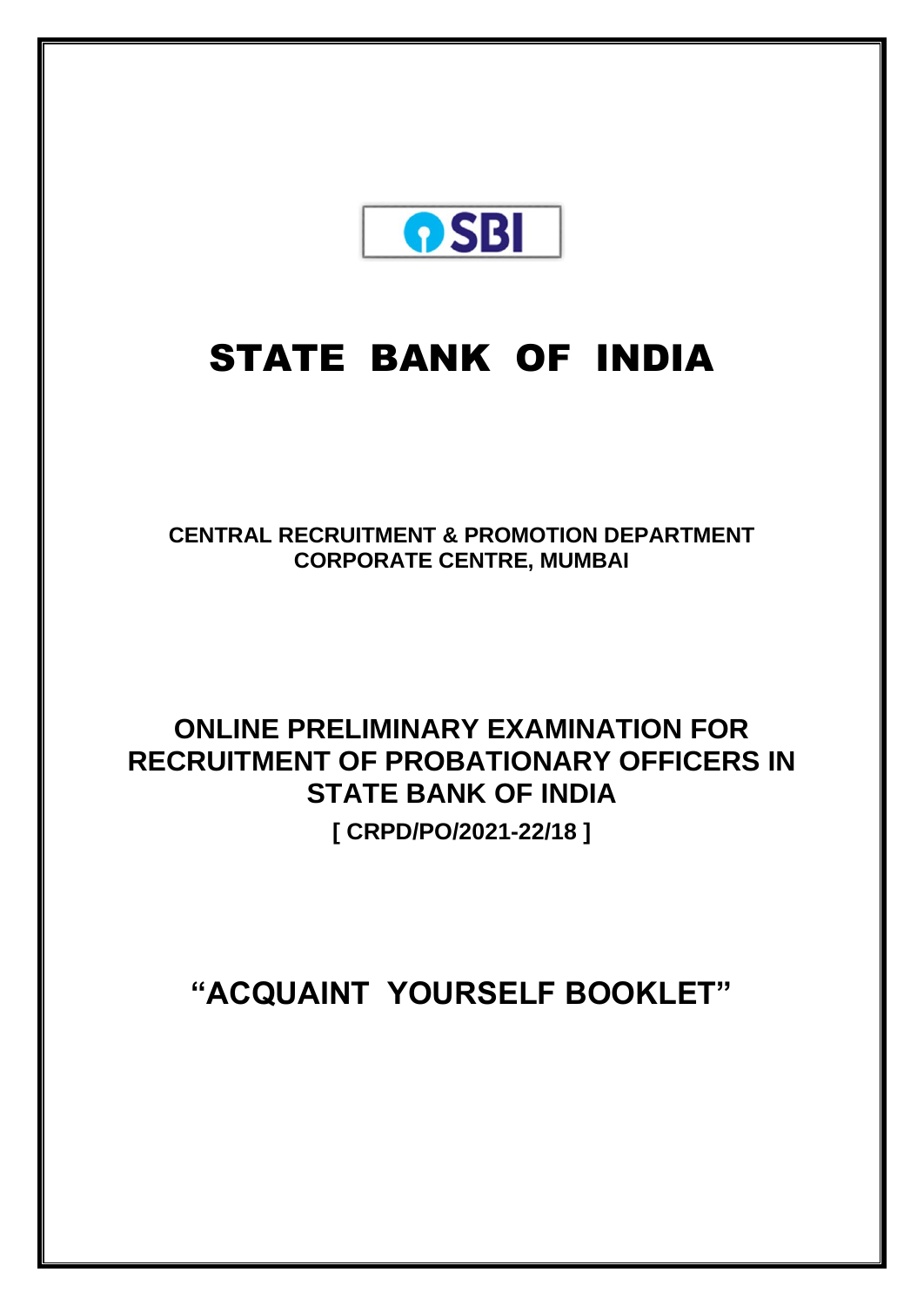SBI

# STATE BANK OF INDIA

**CENTRAL RECRUITMENT & PROMOTION DEPARTMENT**
**CORPORATE CENTRE, MUMBAI**

## ONLINE PRELIMINARY EXAMINATION FOR RECRUITMENT OF PROBATIONARY OFFICERS IN STATE BANK OF INDIA

**[ CRPD/PO/2021-22/18 ]**

## "ACQUAINT YOURSELF BOOKLET"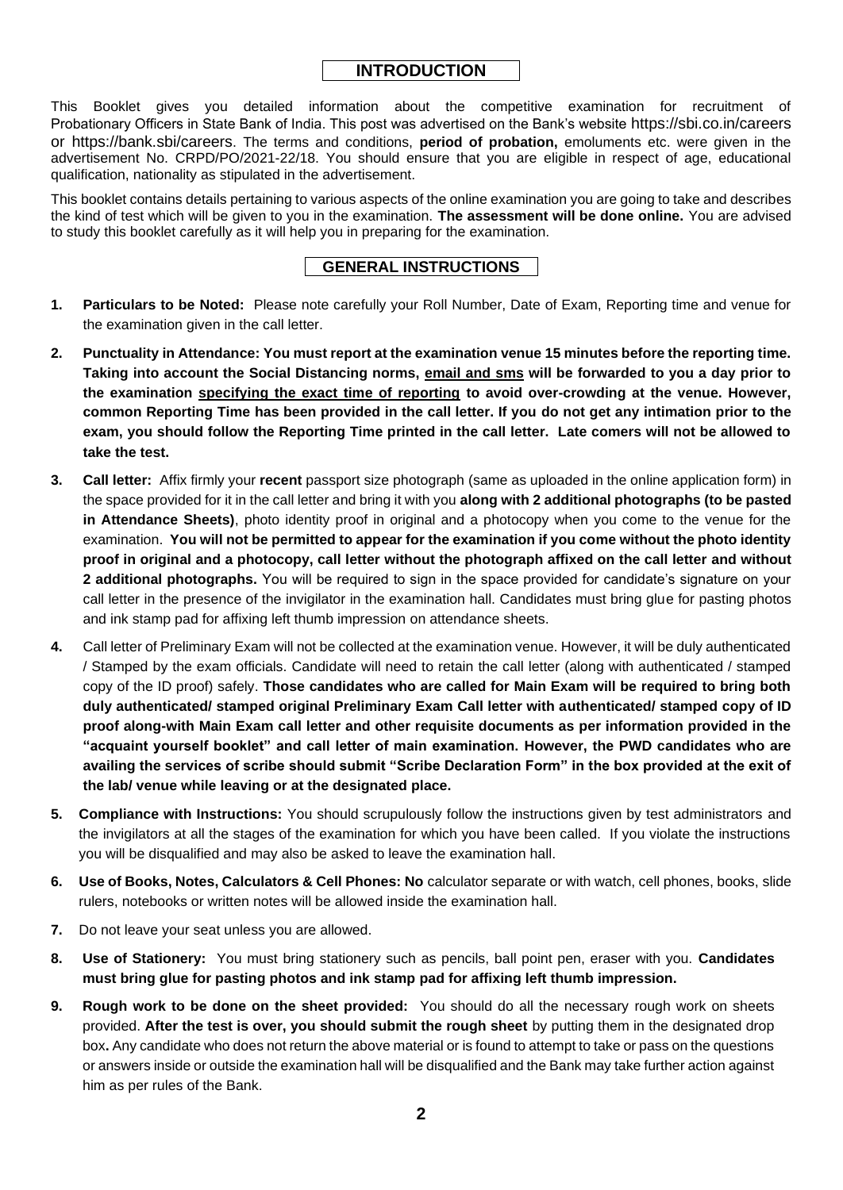## INTRODUCTION

This Booklet gives you detailed information about the competitive examination for recruitment of Probationary Officers in State Bank of India. This post was advertised on the Bank's website https://sbi.co.in/careers or https://bank.sbi/careers. The terms and conditions, **period of probation,** emoluments etc. were given in the advertisement No. CRPD/PO/2021-22/18. You should ensure that you are eligible in respect of age, educational qualification, nationality as stipulated in the advertisement.

This booklet contains details pertaining to various aspects of the online examination you are going to take and describes the kind of test which will be given to you in the examination. **The assessment will be done online.** You are advised to study this booklet carefully as it will help you in preparing for the examination.

## GENERAL INSTRUCTIONS

1. **Particulars to be Noted:** Please note carefully your Roll Number, Date of Exam, Reporting time and venue for the examination given in the call letter.

2. **Punctuality in Attendance: You must report at the examination venue 15 minutes before the reporting time. Taking into account the Social Distancing norms, email and sms will be forwarded to you a day prior to the examination specifying the exact time of reporting to avoid over-crowding at the venue. However, common Reporting Time has been provided in the call letter. If you do not get any intimation prior to the exam, you should follow the Reporting Time printed in the call letter. Late comers will not be allowed to take the test.**

3. **Call letter:** Affix firmly your **recent** passport size photograph (same as uploaded in the online application form) in the space provided for it in the call letter and bring it with you **along with 2 additional photographs (to be pasted in Attendance Sheets)**, photo identity proof in original and a photocopy when you come to the venue for the examination. **You will not be permitted to appear for the examination if you come without the photo identity proof in original and a photocopy, call letter without the photograph affixed on the call letter and without 2 additional photographs.** You will be required to sign in the space provided for candidate's signature on your call letter in the presence of the invigilator in the examination hall. Candidates must bring glue for pasting photos and ink stamp pad for affixing left thumb impression on attendance sheets.

4. Call letter of Preliminary Exam will not be collected at the examination venue. However, it will be duly authenticated / Stamped by the exam officials. Candidate will need to retain the call letter (along with authenticated / stamped copy of the ID proof) safely. **Those candidates who are called for Main Exam will be required to bring both duly authenticated/ stamped original Preliminary Exam Call letter with authenticated/ stamped copy of ID proof along-with Main Exam call letter and other requisite documents as per information provided in the "acquaint yourself booklet" and call letter of main examination. However, the PWD candidates who are availing the services of scribe should submit "Scribe Declaration Form" in the box provided at the exit of the lab/ venue while leaving or at the designated place.**

5. **Compliance with Instructions:** You should scrupulously follow the instructions given by test administrators and the invigilators at all the stages of the examination for which you have been called. If you violate the instructions you will be disqualified and may also be asked to leave the examination hall.

6. **Use of Books, Notes, Calculators & Cell Phones: No** calculator separate or with watch, cell phones, books, slide rulers, notebooks or written notes will be allowed inside the examination hall.

7. Do not leave your seat unless you are allowed.

8. **Use of Stationery:** You must bring stationery such as pencils, ball point pen, eraser with you. **Candidates must bring glue for pasting photos and ink stamp pad for affixing left thumb impression.**

9. **Rough work to be done on the sheet provided:** You should do all the necessary rough work on sheets provided. **After the test is over, you should submit the rough sheet** by putting them in the designated drop box**.** Any candidate who does not return the above material or is found to attempt to take or pass on the questions or answers inside or outside the examination hall will be disqualified and the Bank may take further action against him as per rules of the Bank.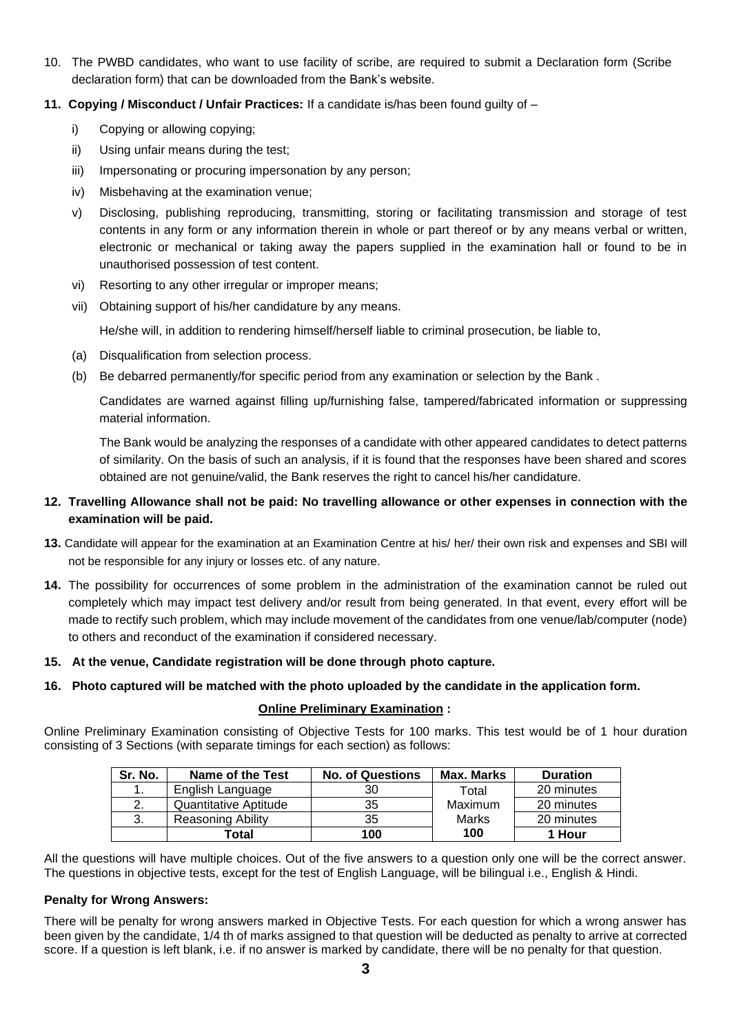10. The PWBD candidates, who want to use facility of scribe, are required to submit a Declaration form (Scribe declaration form) that can be downloaded from the Bank's website.

11. **Copying / Misconduct / Unfair Practices:** If a candidate is/has been found guilty of –

    i) Copying or allowing copying;

    ii) Using unfair means during the test;

    iii) Impersonating or procuring impersonation by any person;

    iv) Misbehaving at the examination venue;

    v) Disclosing, publishing reproducing, transmitting, storing or facilitating transmission and storage of test contents in any form or any information therein in whole or part thereof or by any means verbal or written, electronic or mechanical or taking away the papers supplied in the examination hall or found to be in unauthorised possession of test content.

    vi) Resorting to any other irregular or improper means;

    vii) Obtaining support of his/her candidature by any means.

    He/she will, in addition to rendering himself/herself liable to criminal prosecution, be liable to,

    (a) Disqualification from selection process.

    (b) Be debarred permanently/for specific period from any examination or selection by the Bank .

    Candidates are warned against filling up/furnishing false, tampered/fabricated information or suppressing material information.

    The Bank would be analyzing the responses of a candidate with other appeared candidates to detect patterns of similarity. On the basis of such an analysis, if it is found that the responses have been shared and scores obtained are not genuine/valid, the Bank reserves the right to cancel his/her candidature.

12. **Travelling Allowance shall not be paid: No travelling allowance or other expenses in connection with the examination will be paid.**

13. Candidate will appear for the examination at an Examination Centre at his/ her/ their own risk and expenses and SBI will not be responsible for any injury or losses etc. of any nature.

14. The possibility for occurrences of some problem in the administration of the examination cannot be ruled out completely which may impact test delivery and/or result from being generated. In that event, every effort will be made to rectify such problem, which may include movement of the candidates from one venue/lab/computer (node) to others and reconduct of the examination if considered necessary.

15. **At the venue, Candidate registration will be done through photo capture.**

16. **Photo captured will be matched with the photo uploaded by the candidate in the application form.**

**Online Preliminary Examination :**

Online Preliminary Examination consisting of Objective Tests for 100 marks. This test would be of 1 hour duration consisting of 3 Sections (with separate timings for each section) as follows:

| Sr. No. | Name of the Test | No. of Questions | Max. Marks | Duration |
|---|---|---|---|---|
| 1. | English Language | 30 | Total Maximum Marks 100 | 20 minutes |
| 2. | Quantitative Aptitude | 35 | | 20 minutes |
| 3. | Reasoning Ability | 35 | | 20 minutes |
| | **Total** | **100** | | **1 Hour** |

All the questions will have multiple choices. Out of the five answers to a question only one will be the correct answer. The questions in objective tests, except for the test of English Language, will be bilingual i.e., English & Hindi.

**Penalty for Wrong Answers:**

There will be penalty for wrong answers marked in Objective Tests. For each question for which a wrong answer has been given by the candidate, 1/4 th of marks assigned to that question will be deducted as penalty to arrive at corrected score. If a question is left blank, i.e. if no answer is marked by candidate, there will be no penalty for that question.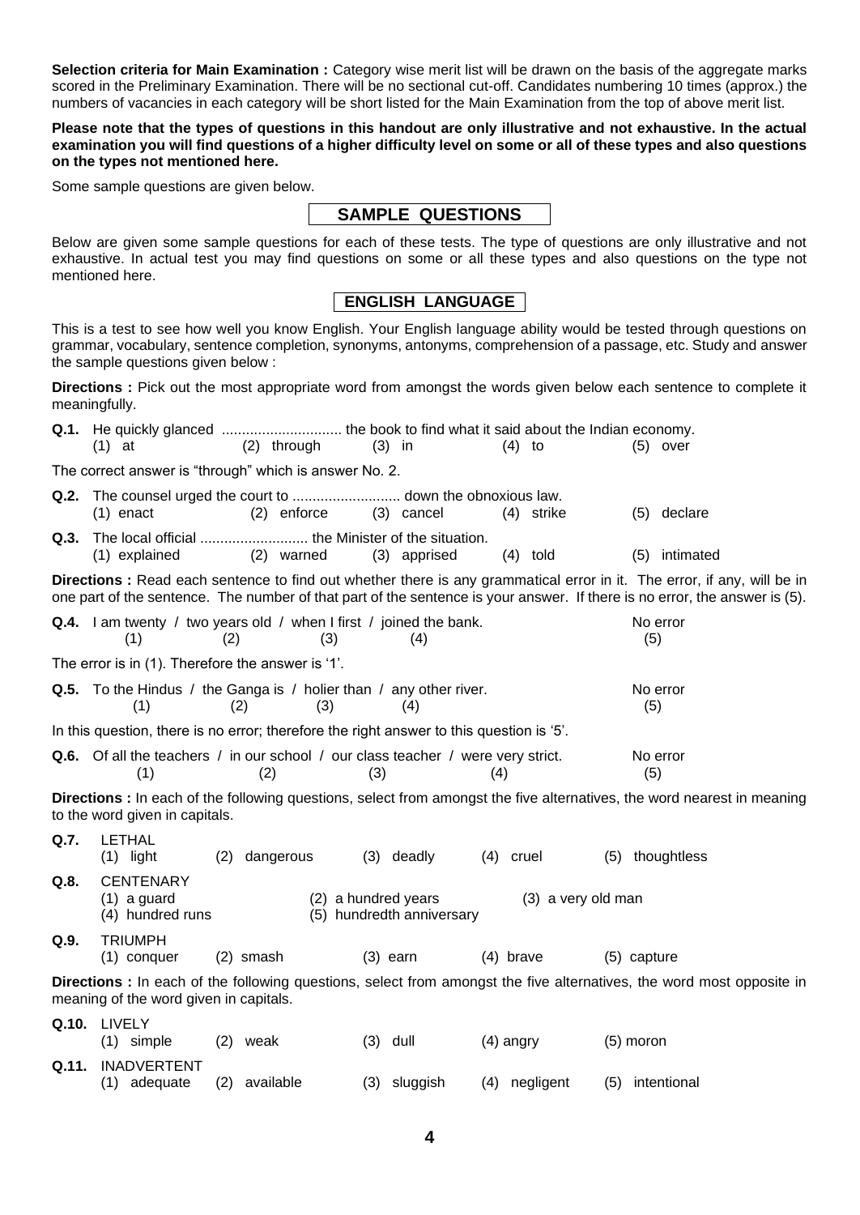**Selection criteria for Main Examination :** Category wise merit list will be drawn on the basis of the aggregate marks scored in the Preliminary Examination. There will be no sectional cut-off. Candidates numbering 10 times (approx.) the numbers of vacancies in each category will be short listed for the Main Examination from the top of above merit list.

**Please note that the types of questions in this handout are only illustrative and not exhaustive. In the actual examination you will find questions of a higher difficulty level on some or all of these types and also questions on the types not mentioned here.**

Some sample questions are given below.

## SAMPLE QUESTIONS

Below are given some sample questions for each of these tests. The type of questions are only illustrative and not exhaustive. In actual test you may find questions on some or all these types and also questions on the type not mentioned here.

## ENGLISH LANGUAGE

This is a test to see how well you know English. Your English language ability would be tested through questions on grammar, vocabulary, sentence completion, synonyms, antonyms, comprehension of a passage, etc. Study and answer the sample questions given below :

**Directions :** Pick out the most appropriate word from amongst the words given below each sentence to complete it meaningfully.

**Q.1.** He quickly glanced .............................. the book to find what it said about the Indian economy.
(1) at (2) through (3) in (4) to (5) over

The correct answer is "through" which is answer No. 2.

**Q.2.** The counsel urged the court to ........................... down the obnoxious law.
(1) enact (2) enforce (3) cancel (4) strike (5) declare

**Q.3.** The local official ........................... the Minister of the situation.
(1) explained (2) warned (3) apprised (4) told (5) intimated

**Directions :** Read each sentence to find out whether there is any grammatical error in it. The error, if any, will be in one part of the sentence. The number of that part of the sentence is your answer. If there is no error, the answer is (5).

**Q.4.** I am twenty (1) / two years old (2) / when I first (3) / joined the bank. (4) No error (5)

The error is in (1). Therefore the answer is '1'.

**Q.5.** To the Hindus (1) / the Ganga is (2) / holier than (3) / any other river. (4) No error (5)

In this question, there is no error; therefore the right answer to this question is '5'.

**Q.6.** Of all the teachers (1) / in our school (2) / our class teacher (3) / were very strict. (4) No error (5)

**Directions :** In each of the following questions, select from amongst the five alternatives, the word nearest in meaning to the word given in capitals.

**Q.7.** LETHAL
(1) light (2) dangerous (3) deadly (4) cruel (5) thoughtless

**Q.8.** CENTENARY
(1) a guard (2) a hundred years (3) a very old man
(4) hundred runs (5) hundredth anniversary

**Q.9.** TRIUMPH
(1) conquer (2) smash (3) earn (4) brave (5) capture

**Directions :** In each of the following questions, select from amongst the five alternatives, the word most opposite in meaning of the word given in capitals.

**Q.10.** LIVELY
(1) simple (2) weak (3) dull (4) angry (5) moron

**Q.11.** INADVERTENT
(1) adequate (2) available (3) sluggish (4) negligent (5) intentional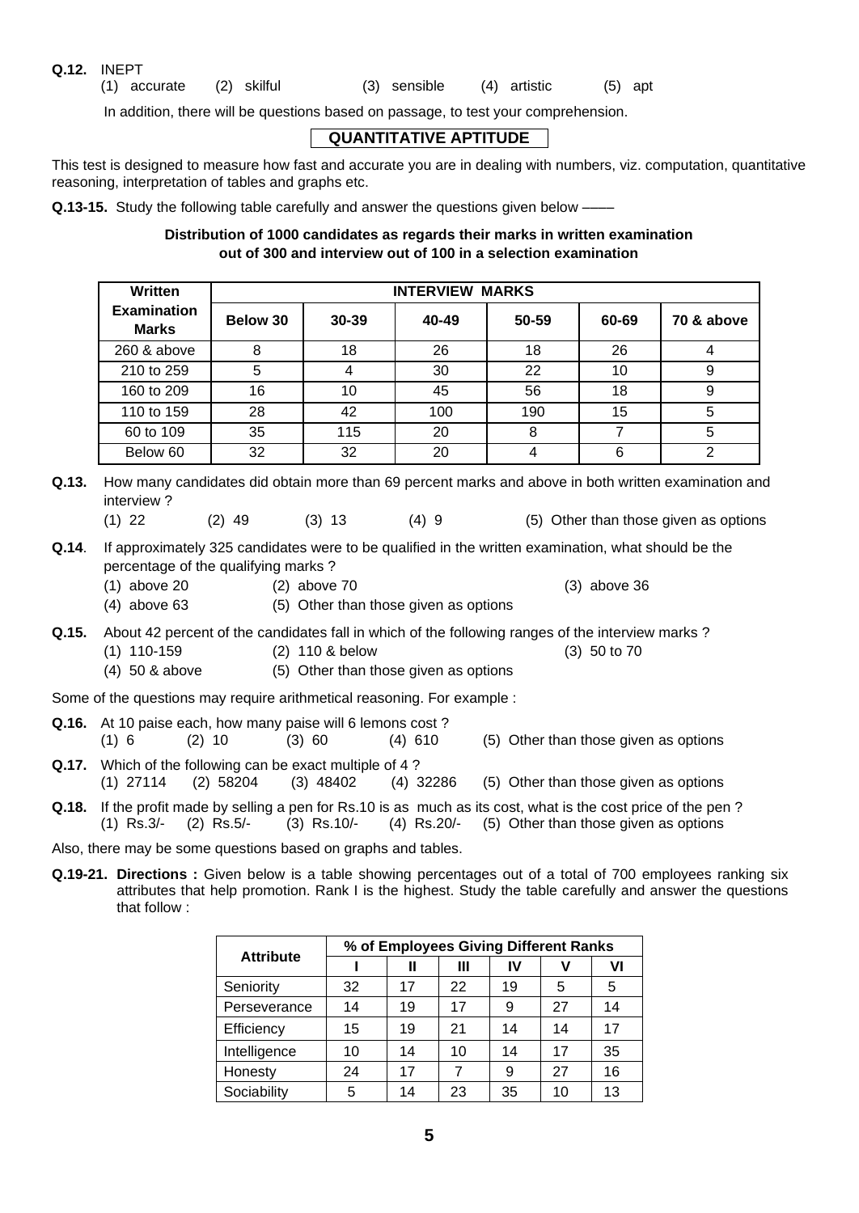**Q.12.** INEPT

(1) accurate (2) skilful (3) sensible (4) artistic (5) apt

In addition, there will be questions based on passage, to test your comprehension.

## QUANTITATIVE APTITUDE

This test is designed to measure how fast and accurate you are in dealing with numbers, viz. computation, quantitative reasoning, interpretation of tables and graphs etc.

**Q.13-15.** Study the following table carefully and answer the questions given below ——

**Distribution of 1000 candidates as regards their marks in written examination out of 300 and interview out of 100 in a selection examination**

| Written Examination Marks | INTERVIEW MARKS | | | | | |
|---|---|---|---|---|---|---|
| | Below 30 | 30-39 | 40-49 | 50-59 | 60-69 | 70 & above |
| 260 & above | 8 | 18 | 26 | 18 | 26 | 4 |
| 210 to 259 | 5 | 4 | 30 | 22 | 10 | 9 |
| 160 to 209 | 16 | 10 | 45 | 56 | 18 | 9 |
| 110 to 159 | 28 | 42 | 100 | 190 | 15 | 5 |
| 60 to 109 | 35 | 115 | 20 | 8 | 7 | 5 |
| Below 60 | 32 | 32 | 20 | 4 | 6 | 2 |

**Q.13.** How many candidates did obtain more than 69 percent marks and above in both written examination and interview ?

(1) 22 (2) 49 (3) 13 (4) 9 (5) Other than those given as options

**Q.14**. If approximately 325 candidates were to be qualified in the written examination, what should be the percentage of the qualifying marks ?

(1) above 20 (2) above 70 (3) above 36
(4) above 63 (5) Other than those given as options

**Q.15.** About 42 percent of the candidates fall in which of the following ranges of the interview marks ?

(1) 110-159 (2) 110 & below (3) 50 to 70
(4) 50 & above (5) Other than those given as options

Some of the questions may require arithmetical reasoning. For example :

**Q.16.** At 10 paise each, how many paise will 6 lemons cost ?

(1) 6 (2) 10 (3) 60 (4) 610 (5) Other than those given as options

**Q.17.** Which of the following can be exact multiple of 4 ?

(1) 27114 (2) 58204 (3) 48402 (4) 32286 (5) Other than those given as options

**Q.18.** If the profit made by selling a pen for Rs.10 is as much as its cost, what is the cost price of the pen ?

(1) Rs.3/- (2) Rs.5/- (3) Rs.10/- (4) Rs.20/- (5) Other than those given as options

Also, there may be some questions based on graphs and tables.

**Q.19-21. Directions :** Given below is a table showing percentages out of a total of 700 employees ranking six attributes that help promotion. Rank I is the highest. Study the table carefully and answer the questions that follow :

| Attribute | % of Employees Giving Different Ranks | | | | | |
|---|---|---|---|---|---|---|
| | I | II | III | IV | V | VI |
| Seniority | 32 | 17 | 22 | 19 | 5 | 5 |
| Perseverance | 14 | 19 | 17 | 9 | 27 | 14 |
| Efficiency | 15 | 19 | 21 | 14 | 14 | 17 |
| Intelligence | 10 | 14 | 10 | 14 | 17 | 35 |
| Honesty | 24 | 17 | 7 | 9 | 27 | 16 |
| Sociability | 5 | 14 | 23 | 35 | 10 | 13 |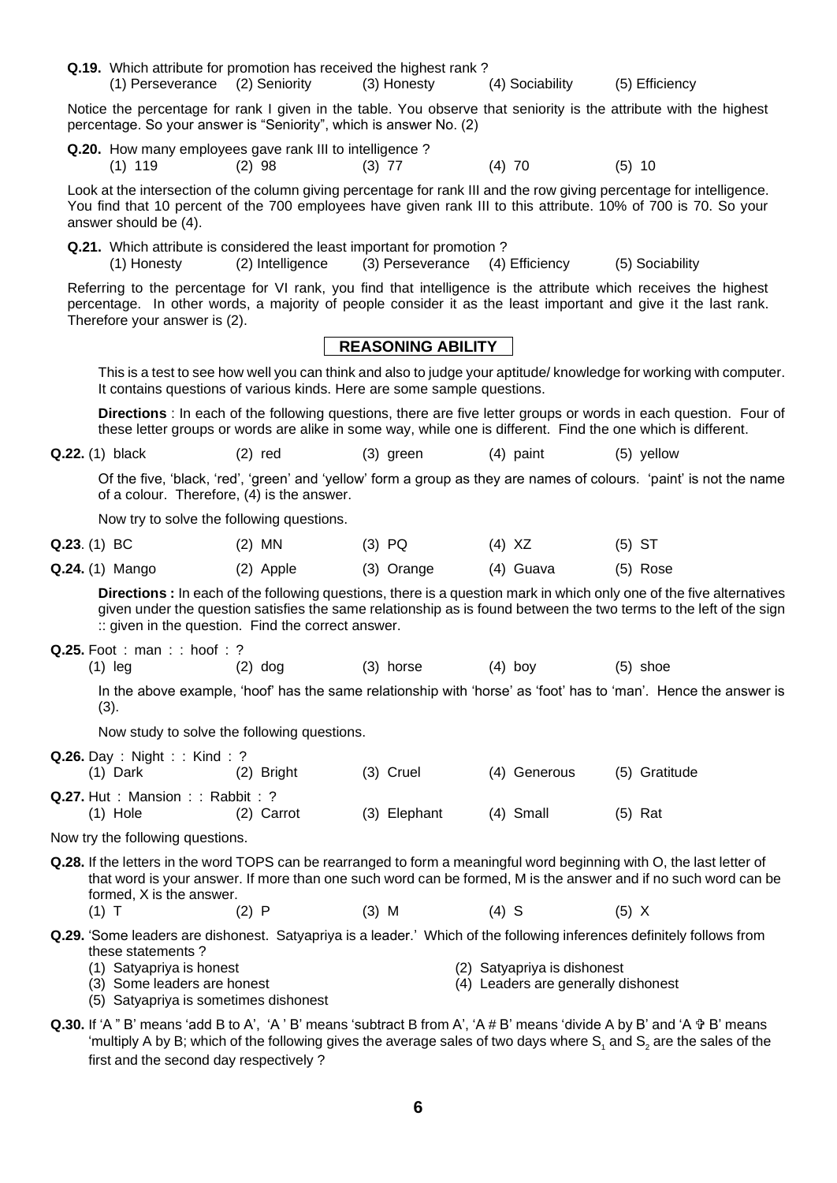**Q.19.** Which attribute for promotion has received the highest rank ?

(1) Perseverance (2) Seniority (3) Honesty (4) Sociability (5) Efficiency

Notice the percentage for rank I given in the table. You observe that seniority is the attribute with the highest percentage. So your answer is "Seniority", which is answer No. (2)

**Q.20.** How many employees gave rank III to intelligence ?

(1) 119 (2) 98 (3) 77 (4) 70 (5) 10

Look at the intersection of the column giving percentage for rank III and the row giving percentage for intelligence. You find that 10 percent of the 700 employees have given rank III to this attribute. 10% of 700 is 70. So your answer should be (4).

**Q.21.** Which attribute is considered the least important for promotion ?

(1) Honesty (2) Intelligence (3) Perseverance (4) Efficiency (5) Sociability

Referring to the percentage for VI rank, you find that intelligence is the attribute which receives the highest percentage. In other words, a majority of people consider it as the least important and give it the last rank. Therefore your answer is (2).

## REASONING ABILITY

This is a test to see how well you can think and also to judge your aptitude/ knowledge for working with computer. It contains questions of various kinds. Here are some sample questions.

**Directions** : In each of the following questions, there are five letter groups or words in each question. Four of these letter groups or words are alike in some way, while one is different. Find the one which is different.

**Q.22.** (1) black (2) red (3) green (4) paint (5) yellow

Of the five, 'black, 'red', 'green' and 'yellow' form a group as they are names of colours. 'paint' is not the name of a colour. Therefore, (4) is the answer.

Now try to solve the following questions.

**Q.23**. (1) BC (2) MN (3) PQ (4) XZ (5) ST

**Q.24.** (1) Mango (2) Apple (3) Orange (4) Guava (5) Rose

**Directions :** In each of the following questions, there is a question mark in which only one of the five alternatives given under the question satisfies the same relationship as is found between the two terms to the left of the sign :: given in the question. Find the correct answer.

**Q.25.** Foot : man : : hoof : ?

(1) leg (2) dog (3) horse (4) boy (5) shoe

In the above example, 'hoof' has the same relationship with 'horse' as 'foot' has to 'man'. Hence the answer is (3).

Now study to solve the following questions.

**Q.26.** Day : Night : : Kind : ?

(1) Dark (2) Bright (3) Cruel (4) Generous (5) Gratitude

**Q.27.** Hut : Mansion : : Rabbit : ?

(1) Hole (2) Carrot (3) Elephant (4) Small (5) Rat

Now try the following questions.

**Q.28.** If the letters in the word TOPS can be rearranged to form a meaningful word beginning with O, the last letter of that word is your answer. If more than one such word can be formed, M is the answer and if no such word can be formed, X is the answer.

(1) T (2) P (3) M (4) S (5) X

**Q.29.** 'Some leaders are dishonest. Satyapriya is a leader.' Which of the following inferences definitely follows from these statements ?

(1) Satyapriya is honest
(2) Satyapriya is dishonest
(3) Some leaders are honest
(4) Leaders are generally dishonest
(5) Satyapriya is sometimes dishonest

**Q.30.** If 'A " B' means 'add B to A', 'A ' B' means 'subtract B from A', 'A # B' means 'divide A by B' and 'A ✞ B' means 'multiply A by B; which of the following gives the average sales of two days where $S_1$ and $S_2$ are the sales of the first and the second day respectively ?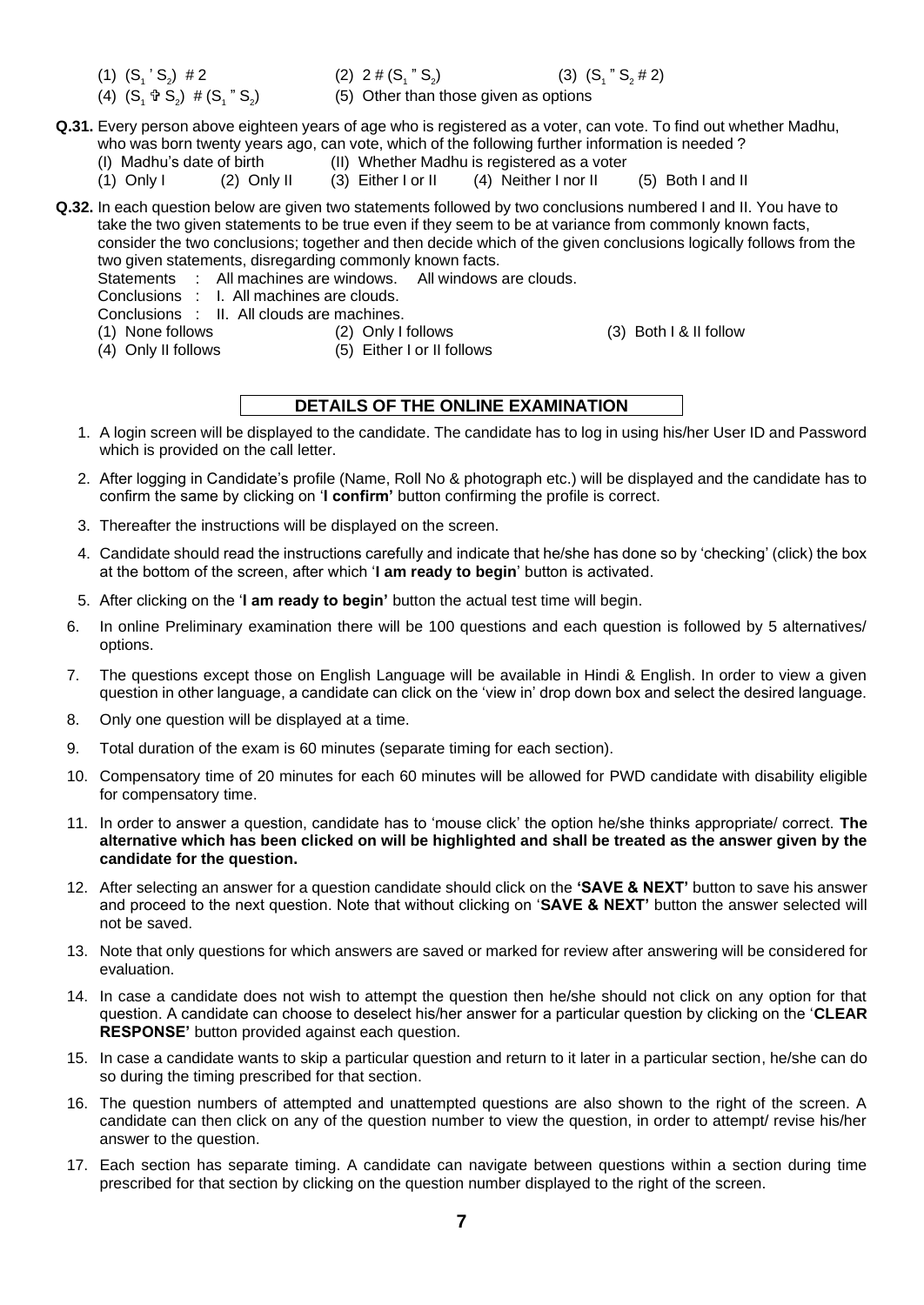(1) $(S_1 ' S_2)$ # 2 (2) 2 # $(S_1 " S_2)$ (3) $(S_1 " S_2$ # 2)

(4) $(S_1$ ✞ $S_2)$ # $(S_1 " S_2)$ (5) Other than those given as options

**Q.31.** Every person above eighteen years of age who is registered as a voter, can vote. To find out whether Madhu, who was born twenty years ago, can vote, which of the following further information is needed ?

(I) Madhu's date of birth (II) Whether Madhu is registered as a voter

(1) Only I (2) Only II (3) Either I or II (4) Neither I nor II (5) Both I and II

**Q.32.** In each question below are given two statements followed by two conclusions numbered I and II. You have to take the two given statements to be true even if they seem to be at variance from commonly known facts, consider the two conclusions; together and then decide which of the given conclusions logically follows from the two given statements, disregarding commonly known facts.

Statements : All machines are windows. All windows are clouds.

Conclusions : I. All machines are clouds.

Conclusions : II. All clouds are machines.

(1) None follows (2) Only I follows (3) Both I & II follow

(4) Only II follows (5) Either I or II follows

## DETAILS OF THE ONLINE EXAMINATION

1. A login screen will be displayed to the candidate. The candidate has to log in using his/her User ID and Password which is provided on the call letter.
2. After logging in Candidate's profile (Name, Roll No & photograph etc.) will be displayed and the candidate has to confirm the same by clicking on '**I confirm'** button confirming the profile is correct.
3. Thereafter the instructions will be displayed on the screen.
4. Candidate should read the instructions carefully and indicate that he/she has done so by 'checking' (click) the box at the bottom of the screen, after which '**I am ready to begin**' button is activated.
5. After clicking on the '**I am ready to begin'** button the actual test time will begin.
6. In online Preliminary examination there will be 100 questions and each question is followed by 5 alternatives/ options.
7. The questions except those on English Language will be available in Hindi & English. In order to view a given question in other language, a candidate can click on the 'view in' drop down box and select the desired language.
8. Only one question will be displayed at a time.
9. Total duration of the exam is 60 minutes (separate timing for each section).
10. Compensatory time of 20 minutes for each 60 minutes will be allowed for PWD candidate with disability eligible for compensatory time.
11. In order to answer a question, candidate has to 'mouse click' the option he/she thinks appropriate/ correct. **The alternative which has been clicked on will be highlighted and shall be treated as the answer given by the candidate for the question.**
12. After selecting an answer for a question candidate should click on the **'SAVE & NEXT'** button to save his answer and proceed to the next question. Note that without clicking on '**SAVE & NEXT'** button the answer selected will not be saved.
13. Note that only questions for which answers are saved or marked for review after answering will be considered for evaluation.
14. In case a candidate does not wish to attempt the question then he/she should not click on any option for that question. A candidate can choose to deselect his/her answer for a particular question by clicking on the '**CLEAR RESPONSE'** button provided against each question.
15. In case a candidate wants to skip a particular question and return to it later in a particular section, he/she can do so during the timing prescribed for that section.
16. The question numbers of attempted and unattempted questions are also shown to the right of the screen. A candidate can then click on any of the question number to view the question, in order to attempt/ revise his/her answer to the question.
17. Each section has separate timing. A candidate can navigate between questions within a section during time prescribed for that section by clicking on the question number displayed to the right of the screen.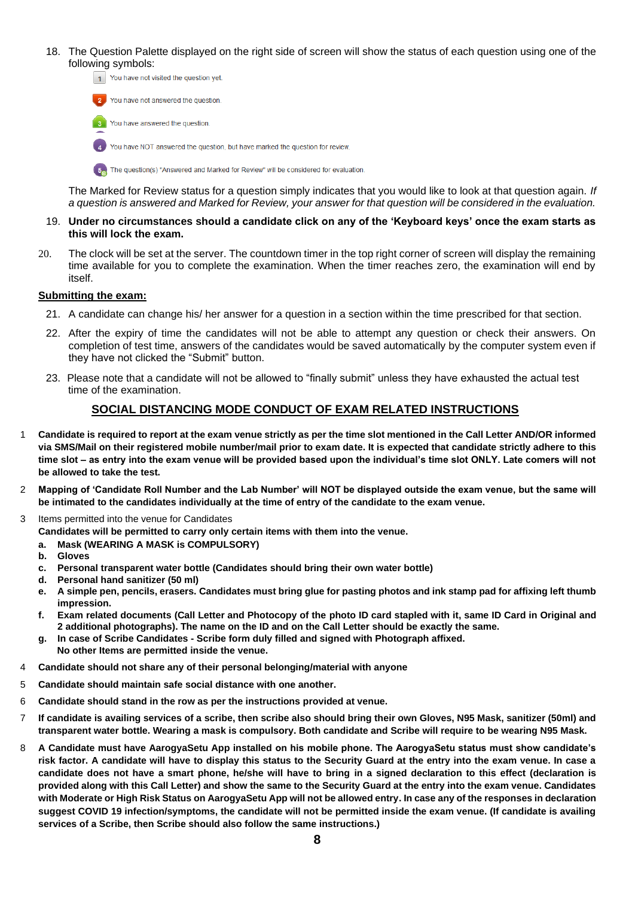18. The Question Palette displayed on the right side of screen will show the status of each question using one of the following symbols:

    1 You have not visited the question yet.

    2 You have not answered the question.

    3 You have answered the question.

    4 You have NOT answered the question, but have marked the question for review.

    5 The question(s) "Answered and Marked for Review" will be considered for evaluation.

    The Marked for Review status for a question simply indicates that you would like to look at that question again. *If a question is answered and Marked for Review, your answer for that question will be considered in the evaluation.*

19. **Under no circumstances should a candidate click on any of the 'Keyboard keys' once the exam starts as this will lock the exam.**

20. The clock will be set at the server. The countdown timer in the top right corner of screen will display the remaining time available for you to complete the examination. When the timer reaches zero, the examination will end by itself.

**<u>Submitting the exam:</u>**

21. A candidate can change his/ her answer for a question in a section within the time prescribed for that section.

22. After the expiry of time the candidates will not be able to attempt any question or check their answers. On completion of test time, answers of the candidates would be saved automatically by the computer system even if they have not clicked the "Submit" button.

23. Please note that a candidate will not be allowed to "finally submit" unless they have exhausted the actual test time of the examination.

## SOCIAL DISTANCING MODE CONDUCT OF EXAM RELATED INSTRUCTIONS

1. **Candidate is required to report at the exam venue strictly as per the time slot mentioned in the Call Letter AND/OR informed via SMS/Mail on their registered mobile number/mail prior to exam date. It is expected that candidate strictly adhere to this time slot – as entry into the exam venue will be provided based upon the individual's time slot ONLY. Late comers will not be allowed to take the test.**

2. **Mapping of 'Candidate Roll Number and the Lab Number' will NOT be displayed outside the exam venue, but the same will be intimated to the candidates individually at the time of entry of the candidate to the exam venue.**

3. Items permitted into the venue for Candidates
   **Candidates will be permitted to carry only certain items with them into the venue.**
   - **a. Mask (WEARING A MASK is COMPULSORY)**
   - **b. Gloves**
   - **c. Personal transparent water bottle (Candidates should bring their own water bottle)**
   - **d. Personal hand sanitizer (50 ml)**
   - **e. A simple pen, pencils, erasers. Candidates must bring glue for pasting photos and ink stamp pad for affixing left thumb impression.**
   - **f. Exam related documents (Call Letter and Photocopy of the photo ID card stapled with it, same ID Card in Original and 2 additional photographs). The name on the ID and on the Call Letter should be exactly the same.**
   - **g. In case of Scribe Candidates - Scribe form duly filled and signed with Photograph affixed.**

   **No other Items are permitted inside the venue.**

4. **Candidate should not share any of their personal belonging/material with anyone**

5. **Candidate should maintain safe social distance with one another.**

6. **Candidate should stand in the row as per the instructions provided at venue.**

7. **If candidate is availing services of a scribe, then scribe also should bring their own Gloves, N95 Mask, sanitizer (50ml) and transparent water bottle. Wearing a mask is compulsory. Both candidate and Scribe will require to be wearing N95 Mask.**

8. **A Candidate must have AarogyaSetu App installed on his mobile phone. The AarogyaSetu status must show candidate's risk factor. A candidate will have to display this status to the Security Guard at the entry into the exam venue. In case a candidate does not have a smart phone, he/she will have to bring in a signed declaration to this effect (declaration is provided along with this Call Letter) and show the same to the Security Guard at the entry into the exam venue. Candidates with Moderate or High Risk Status on AarogyaSetu App will not be allowed entry. In case any of the responses in declaration suggest COVID 19 infection/symptoms, the candidate will not be permitted inside the exam venue. (If candidate is availing services of a Scribe, then Scribe should also follow the same instructions.)**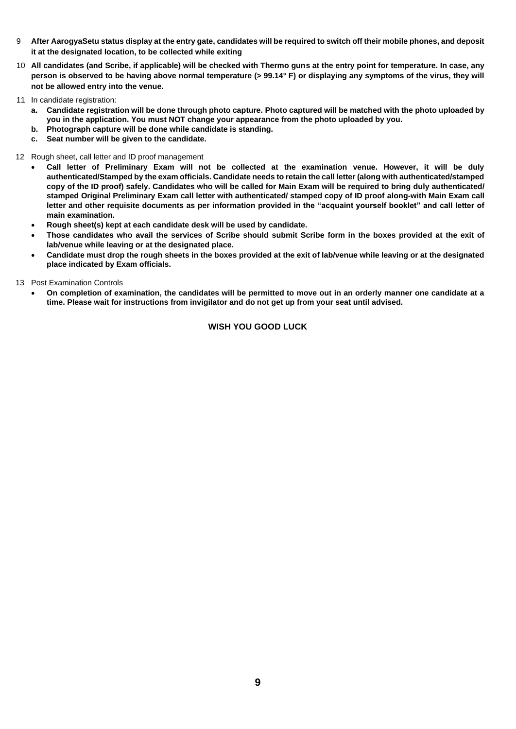9. **After AarogyaSetu status display at the entry gate, candidates will be required to switch off their mobile phones, and deposit it at the designated location, to be collected while exiting**

10. **All candidates (and Scribe, if applicable) will be checked with Thermo guns at the entry point for temperature. In case, any person is observed to be having above normal temperature (> 99.14° F) or displaying any symptoms of the virus, they will not be allowed entry into the venue.**

11. In candidate registration:
    - **a. Candidate registration will be done through photo capture. Photo captured will be matched with the photo uploaded by you in the application. You must NOT change your appearance from the photo uploaded by you.**
    - **b. Photograph capture will be done while candidate is standing.**
    - **c. Seat number will be given to the candidate.**

12. Rough sheet, call letter and ID proof management
    - **Call letter of Preliminary Exam will not be collected at the examination venue. However, it will be duly authenticated/Stamped by the exam officials. Candidate needs to retain the call letter (along with authenticated/stamped copy of the ID proof) safely. Candidates who will be called for Main Exam will be required to bring duly authenticated/ stamped Original Preliminary Exam call letter with authenticated/ stamped copy of ID proof along-with Main Exam call letter and other requisite documents as per information provided in the "acquaint yourself booklet" and call letter of main examination.**
    - **Rough sheet(s) kept at each candidate desk will be used by candidate.**
    - **Those candidates who avail the services of Scribe should submit Scribe form in the boxes provided at the exit of lab/venue while leaving or at the designated place.**
    - **Candidate must drop the rough sheets in the boxes provided at the exit of lab/venue while leaving or at the designated place indicated by Exam officials.**

13. Post Examination Controls
    - **On completion of examination, the candidates will be permitted to move out in an orderly manner one candidate at a time. Please wait for instructions from invigilator and do not get up from your seat until advised.**

**WISH YOU GOOD LUCK**